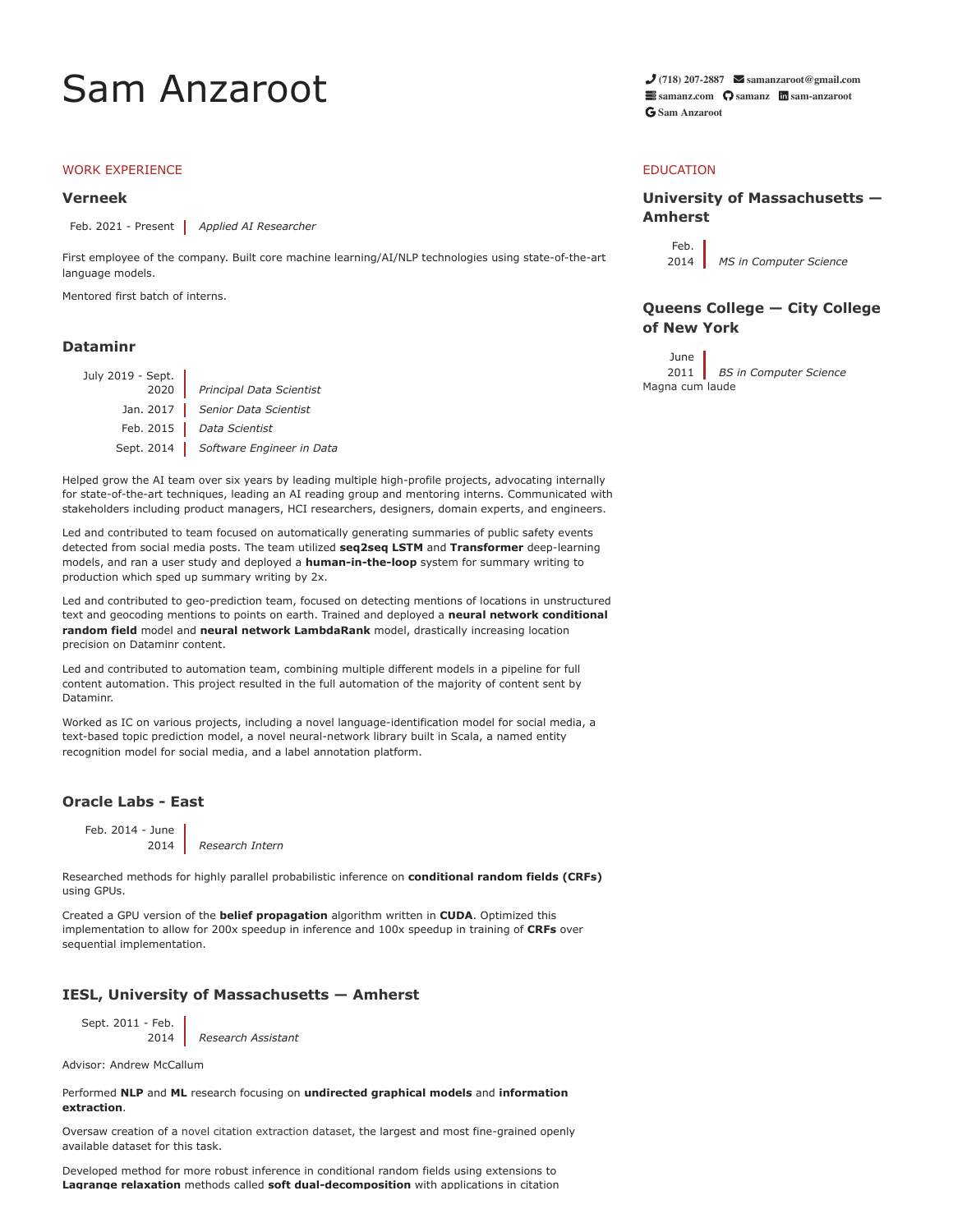# Sam Anzaroot

(718) 207-2887 | samanzaroot@gmail.com
samanz.com | samanz | sam-anzaroot
Sam Anzaroot

## WORK EXPERIENCE

### Verneek

Feb. 2021 - Present | *Applied AI Researcher*

First employee of the company. Built core machine learning/AI/NLP technologies using state-of-the-art language models.

Mentored first batch of interns.

### Dataminr

July 2019 - Sept. 2020 | *Principal Data Scientist*
Jan. 2017 | *Senior Data Scientist*
Feb. 2015 | *Data Scientist*
Sept. 2014 | *Software Engineer in Data*

Helped grow the AI team over six years by leading multiple high-profile projects, advocating internally for state-of-the-art techniques, leading an AI reading group and mentoring interns. Communicated with stakeholders including product managers, HCI researchers, designers, domain experts, and engineers.

Led and contributed to team focused on automatically generating summaries of public safety events detected from social media posts. The team utilized **seq2seq LSTM** and **Transformer** deep-learning models, and ran a user study and deployed a **human-in-the-loop** system for summary writing to production which sped up summary writing by 2x.

Led and contributed to geo-prediction team, focused on detecting mentions of locations in unstructured text and geocoding mentions to points on earth. Trained and deployed a **neural network conditional random field** model and **neural network LambdaRank** model, drastically increasing location precision on Dataminr content.

Led and contributed to automation team, combining multiple different models in a pipeline for full content automation. This project resulted in the full automation of the majority of content sent by Dataminr.

Worked as IC on various projects, including a novel language-identification model for social media, a text-based topic prediction model, a novel neural-network library built in Scala, a named entity recognition model for social media, and a label annotation platform.

### Oracle Labs - East

Feb. 2014 - June 2014 | *Research Intern*

Researched methods for highly parallel probabilistic inference on **conditional random fields (CRFs)** using GPUs.

Created a GPU version of the **belief propagation** algorithm written in **CUDA**. Optimized this implementation to allow for 200x speedup in inference and 100x speedup in training of **CRFs** over sequential implementation.

### IESL, University of Massachusetts — Amherst

Sept. 2011 - Feb. 2014 | *Research Assistant*

Advisor: Andrew McCallum

Performed **NLP** and **ML** research focusing on **undirected graphical models** and **information extraction**.

Oversaw creation of a novel citation extraction dataset, the largest and most fine-grained openly available dataset for this task.

Developed method for more robust inference in conditional random fields using extensions to **Lagrange relaxation** methods called **soft dual-decomposition** with applications in citation

## EDUCATION

### University of Massachusetts — Amherst

Feb. 2014 | *MS in Computer Science*

### Queens College — City College of New York

June 2011 | *BS in Computer Science*

Magna cum laude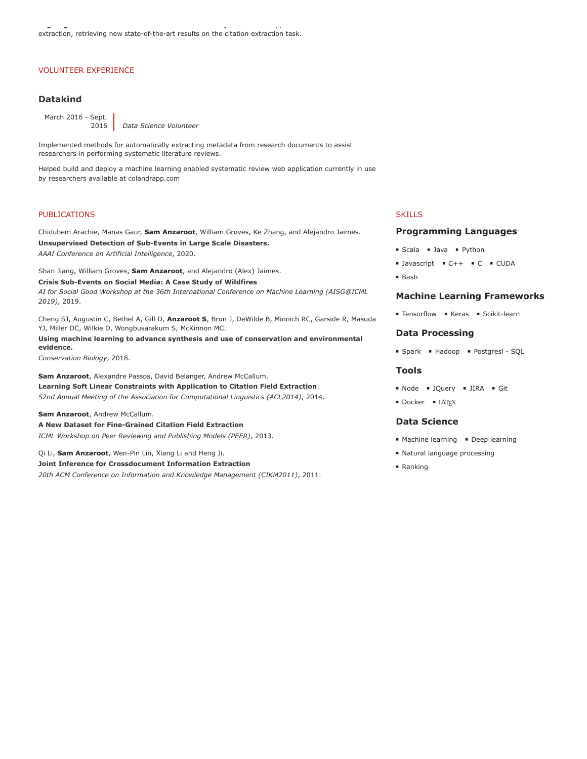extraction, retrieving new state-of-the-art results on the citation extraction task.

## VOLUNTEER EXPERIENCE

### Datakind

March 2016 - Sept. 2016 | *Data Science Volunteer*

Implemented methods for automatically extracting metadata from research documents to assist researchers in performing systematic literature reviews.

Helped build and deploy a machine learning enabled systematic review web application currently in use by researchers available at colandrapp.com

## PUBLICATIONS

Chidubem Arachie, Manas Gaur, **Sam Anzaroot**, William Groves, Ke Zhang, and Alejandro Jaimes.
**Unsupervised Detection of Sub-Events in Large Scale Disasters.**
*AAAI Conference on Artificial Intelligence*, 2020.

Shan Jiang, William Groves, **Sam Anzaroot**, and Alejandro (Alex) Jaimes.
**Crisis Sub-Events on Social Media: A Case Study of Wildfires**
*AI for Social Good Workshop at the 36th International Conference on Machine Learning (AISG@ICML 2019)*, 2019.

Cheng SJ, Augustin C, Bethel A, Gill D, **Anzaroot S**, Brun J, DeWilde B, Minnich RC, Garside R, Masuda YJ, Miller DC, Wilkie D, Wongbusarakum S, McKinnon MC.
**Using machine learning to advance synthesis and use of conservation and environmental evidence.**
*Conservation Biology*, 2018.

**Sam Anzaroot**, Alexandre Passos, David Belanger, Andrew McCallum.
**Learning Soft Linear Constraints with Application to Citation Field Extraction**.
*52nd Annual Meeting of the Association for Computational Linguistics (ACL2014)*, 2014.

**Sam Anzaroot**, Andrew McCallum.
**A New Dataset for Fine-Grained Citation Field Extraction**
*ICML Workshop on Peer Reviewing and Publishing Models (PEER)*, 2013.

Qi Li, **Sam Anzaroot**, Wen-Pin Lin, Xiang Li and Heng Ji.
**Joint Inference for Crossdocument Information Extraction**
*20th ACM Conference on Information and Knowledge Management (CIKM2011)*, 2011.

## SKILLS

### Programming Languages

- Scala
- Java
- Python
- Javascript
- C++
- C
- CUDA
- Bash

### Machine Learning Frameworks

- Tensorflow
- Keras
- Scikit-learn

### Data Processing

- Spark
- Hadoop
- Postgresl - SQL

### Tools

- Node
- JQuery
- JIRA
- Git
- Docker
- LaTeX

### Data Science

- Machine learning
- Deep learning
- Natural language processing
- Ranking